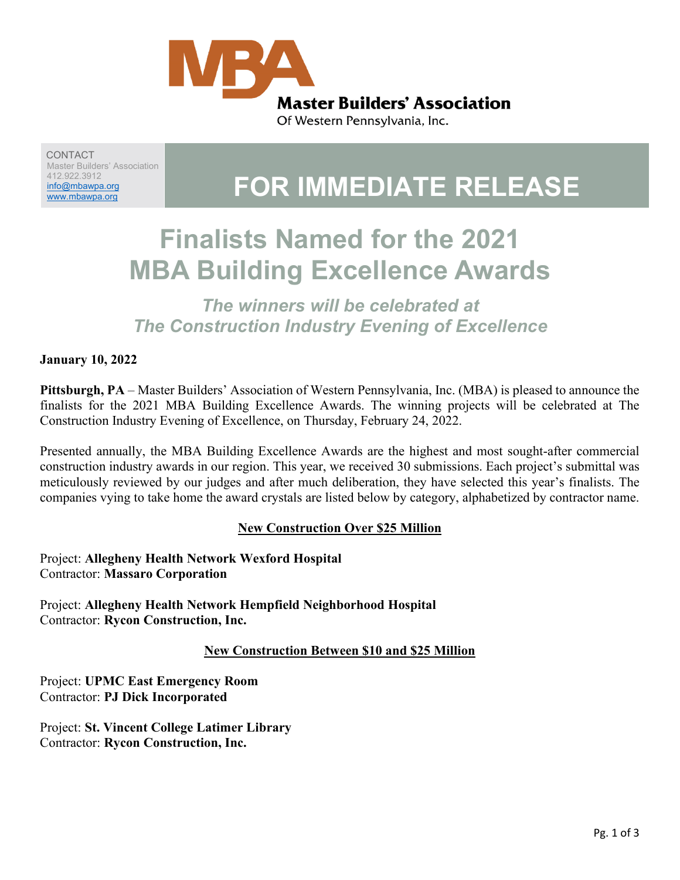**Master Builders' Association**
Of Western Pennsylvania, Inc.

CONTACT
Master Builders' Association
412.922.3912
info@mbawpa.org
www.mbawpa.org

# FOR IMMEDIATE RELEASE

# Finalists Named for the 2021 MBA Building Excellence Awards

### *The winners will be celebrated at The Construction Industry Evening of Excellence*

**January 10, 2022**

**Pittsburgh, PA** – Master Builders' Association of Western Pennsylvania, Inc. (MBA) is pleased to announce the finalists for the 2021 MBA Building Excellence Awards. The winning projects will be celebrated at The Construction Industry Evening of Excellence, on Thursday, February 24, 2022.

Presented annually, the MBA Building Excellence Awards are the highest and most sought-after commercial construction industry awards in our region. This year, we received 30 submissions. Each project's submittal was meticulously reviewed by our judges and after much deliberation, they have selected this year's finalists. The companies vying to take home the award crystals are listed below by category, alphabetized by contractor name.

## New Construction Over $25 Million

Project: **Allegheny Health Network Wexford Hospital**
Contractor: **Massaro Corporation**

Project: **Allegheny Health Network Hempfield Neighborhood Hospital**
Contractor: **Rycon Construction, Inc.**

## New Construction Between $10 and $25 Million

Project: **UPMC East Emergency Room**
Contractor: **PJ Dick Incorporated**

Project: **St. Vincent College Latimer Library**
Contractor: **Rycon Construction, Inc.**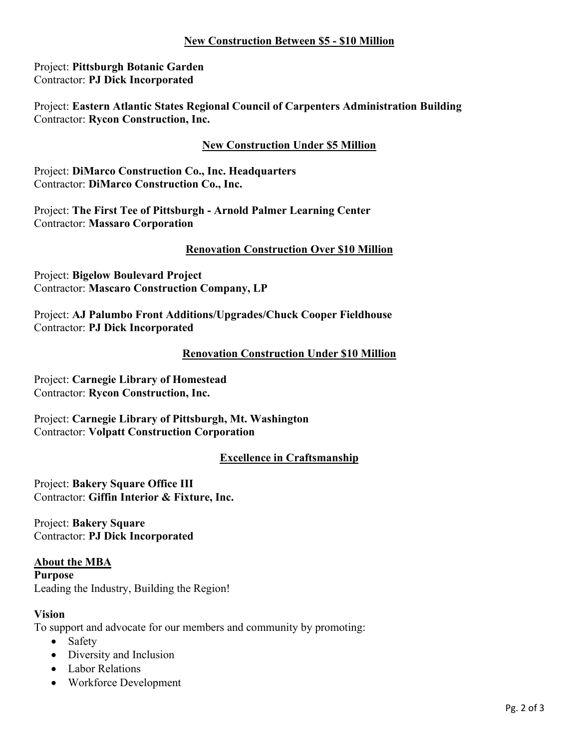## New Construction Between $5 - $10 Million

Project: **Pittsburgh Botanic Garden**
Contractor: **PJ Dick Incorporated**

Project: **Eastern Atlantic States Regional Council of Carpenters Administration Building**
Contractor: **Rycon Construction, Inc.**

## New Construction Under $5 Million

Project: **DiMarco Construction Co., Inc. Headquarters**
Contractor: **DiMarco Construction Co., Inc.**

Project: **The First Tee of Pittsburgh - Arnold Palmer Learning Center**
Contractor: **Massaro Corporation**

## Renovation Construction Over $10 Million

Project: **Bigelow Boulevard Project**
Contractor: **Mascaro Construction Company, LP**

Project: **AJ Palumbo Front Additions/Upgrades/Chuck Cooper Fieldhouse**
Contractor: **PJ Dick Incorporated**

## Renovation Construction Under $10 Million

Project: **Carnegie Library of Homestead**
Contractor: **Rycon Construction, Inc.**

Project: **Carnegie Library of Pittsburgh, Mt. Washington**
Contractor: **Volpatt Construction Corporation**

## Excellence in Craftsmanship

Project: **Bakery Square Office III**
Contractor: **Giffin Interior & Fixture, Inc.**

Project: **Bakery Square**
Contractor: **PJ Dick Incorporated**

## About the MBA

**Purpose**
Leading the Industry, Building the Region!

**Vision**
To support and advocate for our members and community by promoting:

- Safety
- Diversity and Inclusion
- Labor Relations
- Workforce Development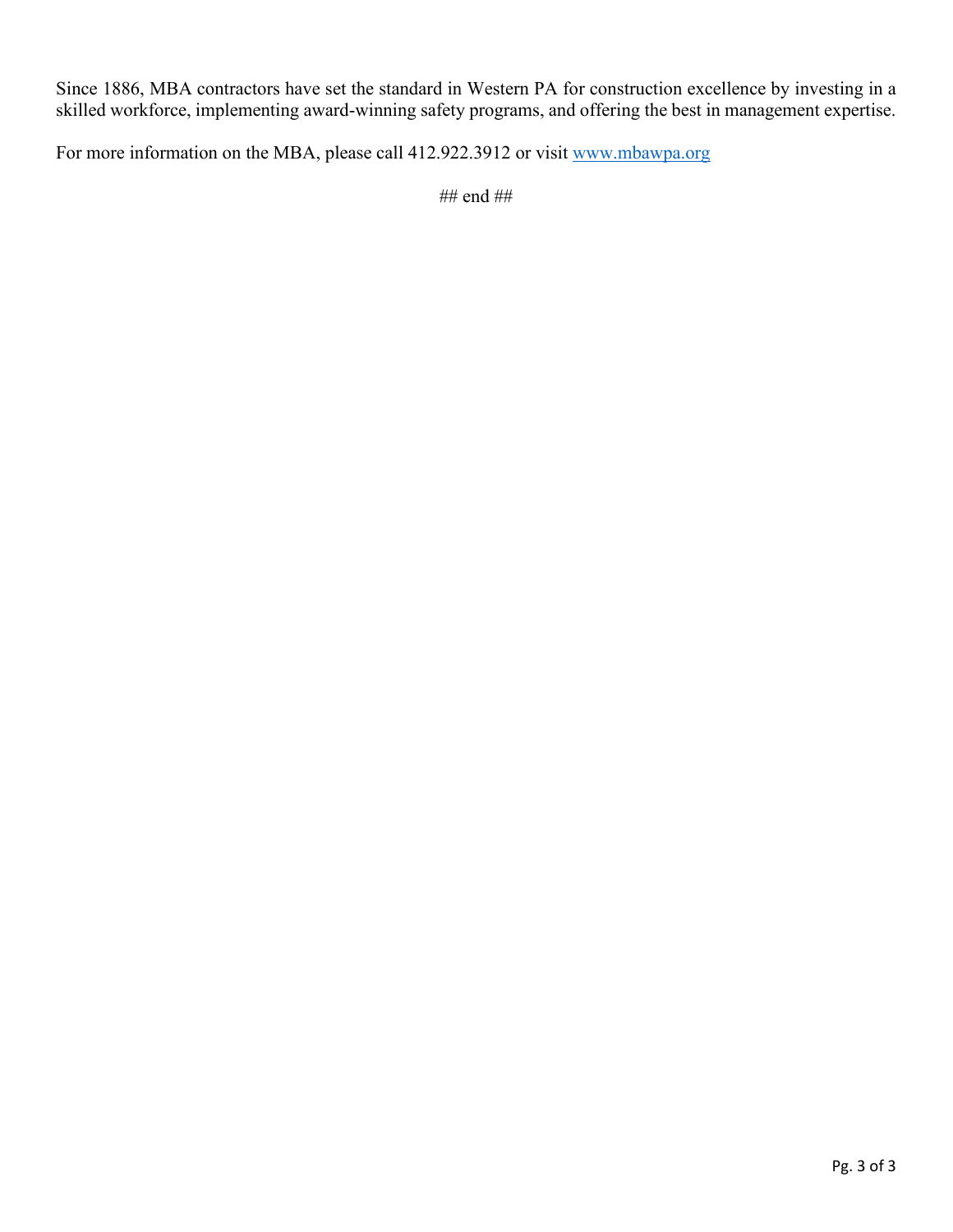Since 1886, MBA contractors have set the standard in Western PA for construction excellence by investing in a skilled workforce, implementing award-winning safety programs, and offering the best in management expertise.

For more information on the MBA, please call 412.922.3912 or visit www.mbawpa.org

## end ##